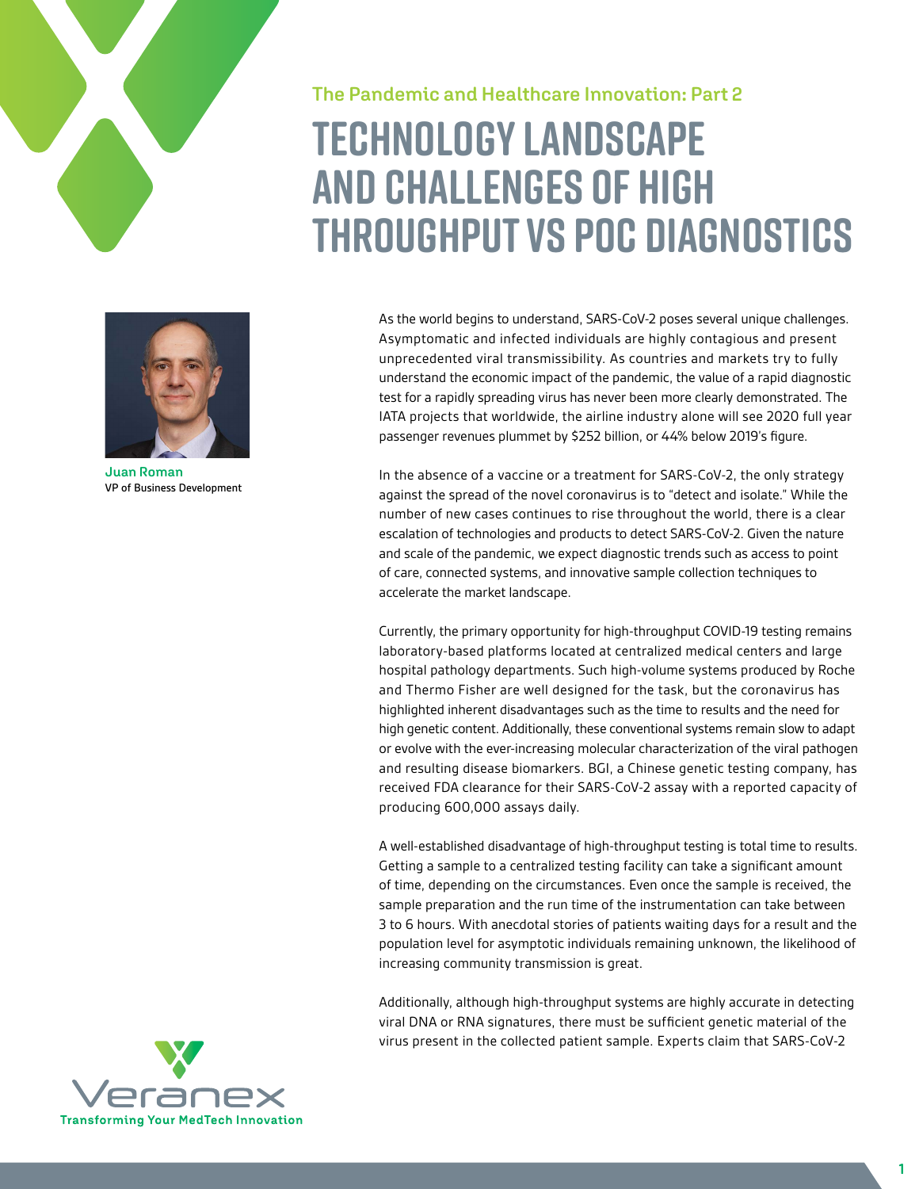The Pandemic and Healthcare Innovation: Part 2

# TECHNOLOGY LANDSCAPE AND CHALLENGES OF HIGH THROUGHPUT VS POC DIAGNOSTICS

**Juan Roman**
VP of Business Development

As the world begins to understand, SARS-CoV-2 poses several unique challenges. Asymptomatic and infected individuals are highly contagious and present unprecedented viral transmissibility. As countries and markets try to fully understand the economic impact of the pandemic, the value of a rapid diagnostic test for a rapidly spreading virus has never been more clearly demonstrated. The IATA projects that worldwide, the airline industry alone will see 2020 full year passenger revenues plummet by $252 billion, or 44% below 2019's figure.

In the absence of a vaccine or a treatment for SARS-CoV-2, the only strategy against the spread of the novel coronavirus is to "detect and isolate." While the number of new cases continues to rise throughout the world, there is a clear escalation of technologies and products to detect SARS-CoV-2. Given the nature and scale of the pandemic, we expect diagnostic trends such as access to point of care, connected systems, and innovative sample collection techniques to accelerate the market landscape.

Currently, the primary opportunity for high-throughput COVID-19 testing remains laboratory-based platforms located at centralized medical centers and large hospital pathology departments. Such high-volume systems produced by Roche and Thermo Fisher are well designed for the task, but the coronavirus has highlighted inherent disadvantages such as the time to results and the need for high genetic content. Additionally, these conventional systems remain slow to adapt or evolve with the ever-increasing molecular characterization of the viral pathogen and resulting disease biomarkers. BGI, a Chinese genetic testing company, has received FDA clearance for their SARS-CoV-2 assay with a reported capacity of producing 600,000 assays daily.

A well-established disadvantage of high-throughput testing is total time to results. Getting a sample to a centralized testing facility can take a significant amount of time, depending on the circumstances. Even once the sample is received, the sample preparation and the run time of the instrumentation can take between 3 to 6 hours. With anecdotal stories of patients waiting days for a result and the population level for asymptotic individuals remaining unknown, the likelihood of increasing community transmission is great.

Additionally, although high-throughput systems are highly accurate in detecting viral DNA or RNA signatures, there must be sufficient genetic material of the virus present in the collected patient sample. Experts claim that SARS-CoV-2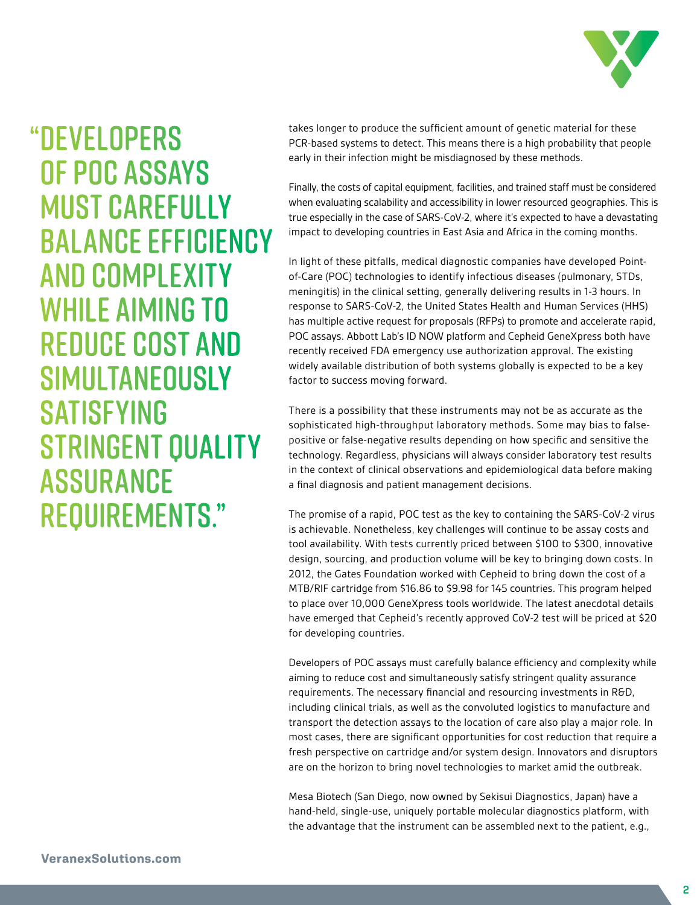> "Developers of POC assays must carefully balance efficiency and complexity while aiming to reduce cost and simultaneously satisfying stringent quality assurance requirements."

takes longer to produce the sufficient amount of genetic material for these PCR-based systems to detect. This means there is a high probability that people early in their infection might be misdiagnosed by these methods.

Finally, the costs of capital equipment, facilities, and trained staff must be considered when evaluating scalability and accessibility in lower resourced geographies. This is true especially in the case of SARS-CoV-2, where it's expected to have a devastating impact to developing countries in East Asia and Africa in the coming months.

In light of these pitfalls, medical diagnostic companies have developed Point-of-Care (POC) technologies to identify infectious diseases (pulmonary, STDs, meningitis) in the clinical setting, generally delivering results in 1-3 hours. In response to SARS-CoV-2, the United States Health and Human Services (HHS) has multiple active request for proposals (RFPs) to promote and accelerate rapid, POC assays. Abbott Lab's ID NOW platform and Cepheid GeneXpress both have recently received FDA emergency use authorization approval. The existing widely available distribution of both systems globally is expected to be a key factor to success moving forward.

There is a possibility that these instruments may not be as accurate as the sophisticated high-throughput laboratory methods. Some may bias to false-positive or false-negative results depending on how specific and sensitive the technology. Regardless, physicians will always consider laboratory test results in the context of clinical observations and epidemiological data before making a final diagnosis and patient management decisions.

The promise of a rapid, POC test as the key to containing the SARS-CoV-2 virus is achievable. Nonetheless, key challenges will continue to be assay costs and tool availability. With tests currently priced between $100 to $300, innovative design, sourcing, and production volume will be key to bringing down costs. In 2012, the Gates Foundation worked with Cepheid to bring down the cost of a MTB/RIF cartridge from $16.86 to $9.98 for 145 countries. This program helped to place over 10,000 GeneXpress tools worldwide. The latest anecdotal details have emerged that Cepheid's recently approved CoV-2 test will be priced at $20 for developing countries.

Developers of POC assays must carefully balance efficiency and complexity while aiming to reduce cost and simultaneously satisfy stringent quality assurance requirements. The necessary financial and resourcing investments in R&D, including clinical trials, as well as the convoluted logistics to manufacture and transport the detection assays to the location of care also play a major role. In most cases, there are significant opportunities for cost reduction that require a fresh perspective on cartridge and/or system design. Innovators and disruptors are on the horizon to bring novel technologies to market amid the outbreak.

Mesa Biotech (San Diego, now owned by Sekisui Diagnostics, Japan) have a hand-held, single-use, uniquely portable molecular diagnostics platform, with the advantage that the instrument can be assembled next to the patient, e.g.,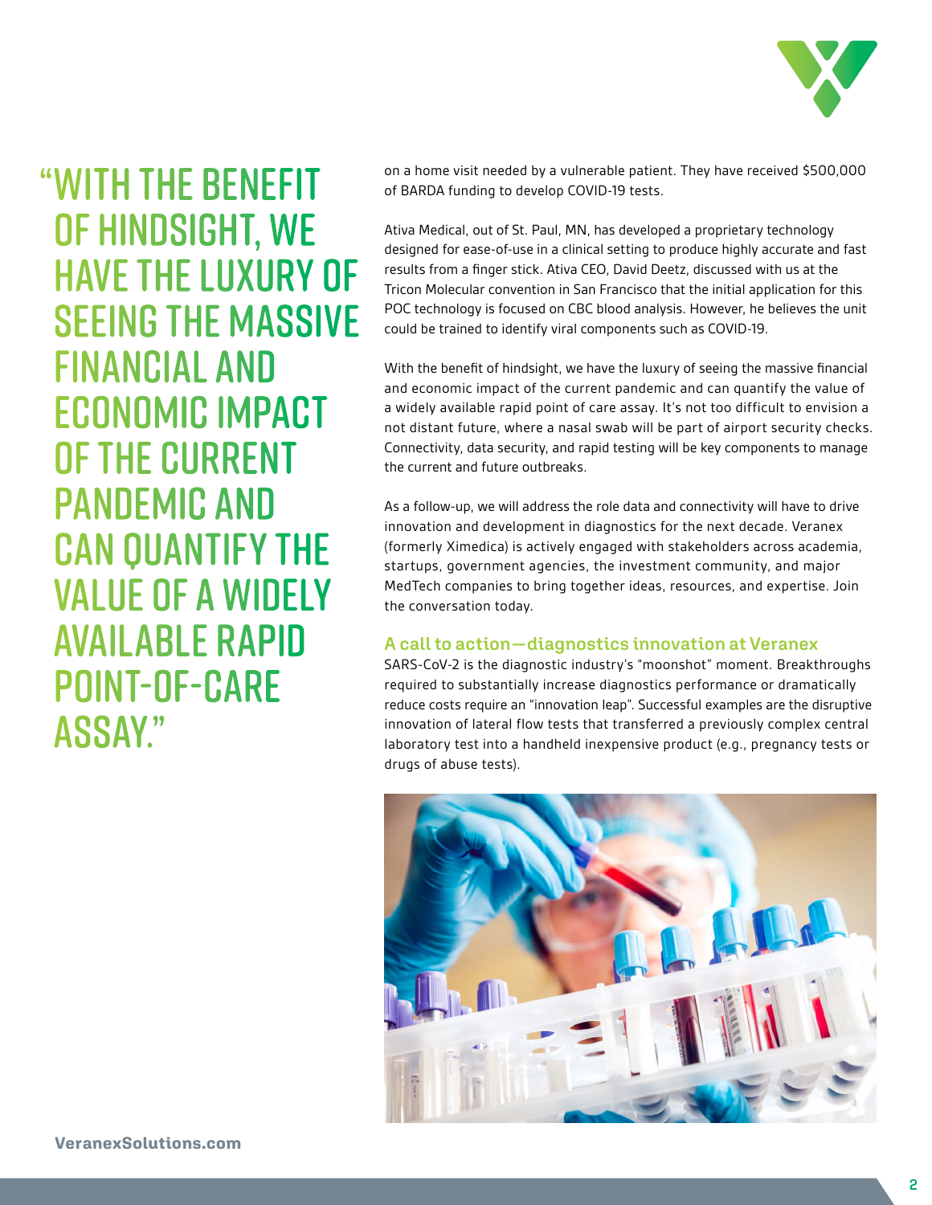"WITH THE BENEFIT OF HINDSIGHT, WE HAVE THE LUXURY OF SEEING THE MASSIVE FINANCIAL AND ECONOMIC IMPACT OF THE CURRENT PANDEMIC AND CAN QUANTIFY THE VALUE OF A WIDELY AVAILABLE RAPID POINT-OF-CARE ASSAY."

on a home visit needed by a vulnerable patient. They have received $500,000 of BARDA funding to develop COVID-19 tests.

Ativa Medical, out of St. Paul, MN, has developed a proprietary technology designed for ease-of-use in a clinical setting to produce highly accurate and fast results from a finger stick. Ativa CEO, David Deetz, discussed with us at the Tricon Molecular convention in San Francisco that the initial application for this POC technology is focused on CBC blood analysis. However, he believes the unit could be trained to identify viral components such as COVID-19.

With the benefit of hindsight, we have the luxury of seeing the massive financial and economic impact of the current pandemic and can quantify the value of a widely available rapid point of care assay. It's not too difficult to envision a not distant future, where a nasal swab will be part of airport security checks. Connectivity, data security, and rapid testing will be key components to manage the current and future outbreaks.

As a follow-up, we will address the role data and connectivity will have to drive innovation and development in diagnostics for the next decade. Veranex (formerly Ximedica) is actively engaged with stakeholders across academia, startups, government agencies, the investment community, and major MedTech companies to bring together ideas, resources, and expertise. Join the conversation today.

### A call to action—diagnostics innovation at Veranex

SARS-CoV-2 is the diagnostic industry's "moonshot" moment. Breakthroughs required to substantially increase diagnostics performance or dramatically reduce costs require an "innovation leap". Successful examples are the disruptive innovation of lateral flow tests that transferred a previously complex central laboratory test into a handheld inexpensive product (e.g., pregnancy tests or drugs of abuse tests).

VeranexSolutions.com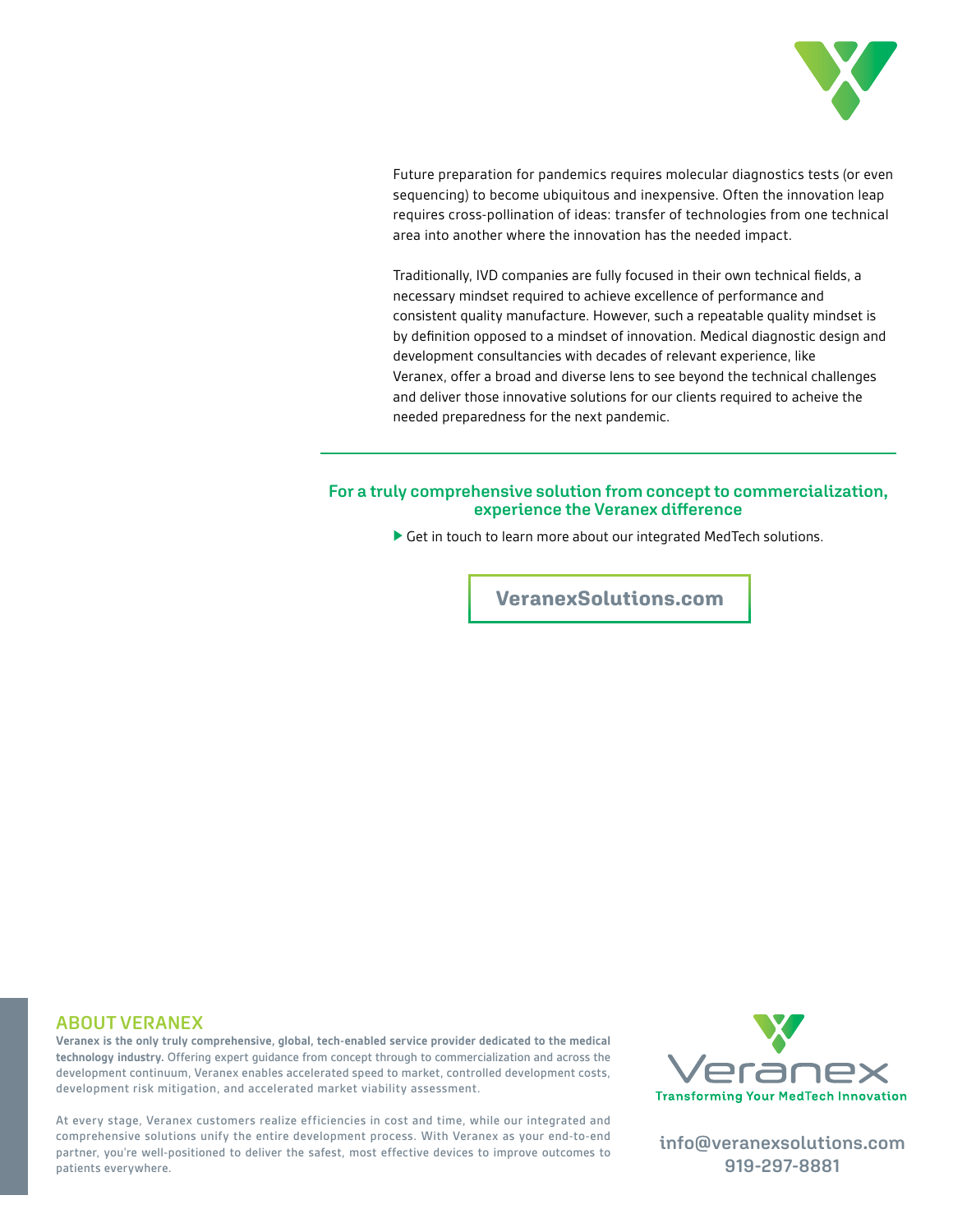Future preparation for pandemics requires molecular diagnostics tests (or even sequencing) to become ubiquitous and inexpensive. Often the innovation leap requires cross-pollination of ideas: transfer of technologies from one technical area into another where the innovation has the needed impact.

Traditionally, IVD companies are fully focused in their own technical fields, a necessary mindset required to achieve excellence of performance and consistent quality manufacture. However, such a repeatable quality mindset is by definition opposed to a mindset of innovation. Medical diagnostic design and development consultancies with decades of relevant experience, like Veranex, offer a broad and diverse lens to see beyond the technical challenges and deliver those innovative solutions for our clients required to acheive the needed preparedness for the next pandemic.

---

**For a truly comprehensive solution from concept to commercialization, experience the Veranex difference**

▶ Get in touch to learn more about our integrated MedTech solutions.

**VeranexSolutions.com**

## ABOUT VERANEX

**Veranex is the only truly comprehensive, global, tech-enabled service provider dedicated to the medical technology industry.** Offering expert guidance from concept through to commercialization and across the development continuum, Veranex enables accelerated speed to market, controlled development costs, development risk mitigation, and accelerated market viability assessment.

At every stage, Veranex customers realize efficiencies in cost and time, while our integrated and comprehensive solutions unify the entire development process. With Veranex as your end-to-end partner, you're well-positioned to deliver the safest, most effective devices to improve outcomes to patients everywhere.

Veranex
Transforming Your MedTech Innovation

**info@veranexsolutions.com**
**919-297-8881**